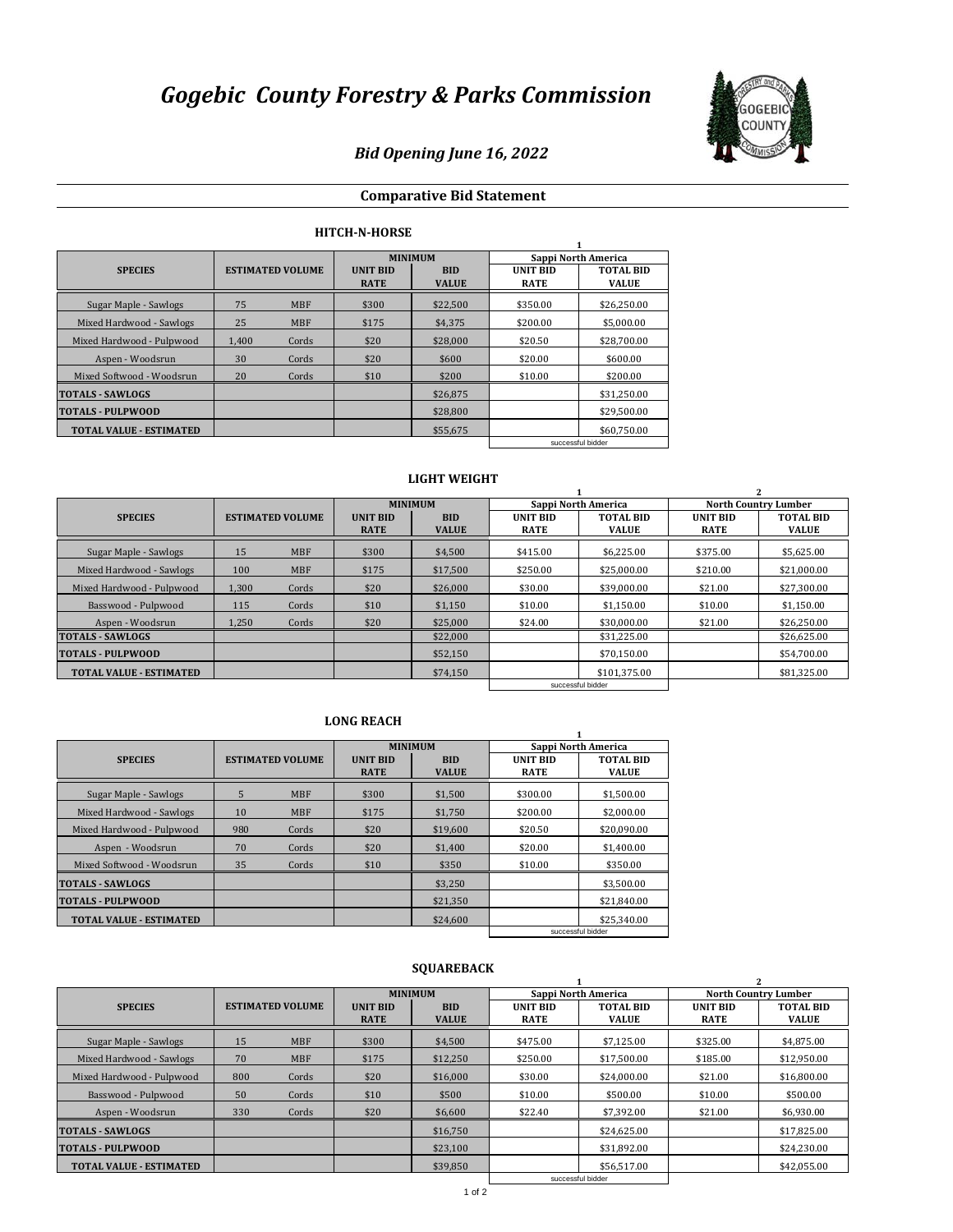# *Gogebic County Forestry & Parks Commission*

## *Bid Opening June 16, 2022*

## Comparative Bid Statement

### HITCH-N-HORSE

| SPECIES | ESTIMATED VOLUME | | MINIMUM | | 1 Sappi North America | |
|---|---|---|---|---|---|---|
| | | | UNIT BID RATE | BID VALUE | UNIT BID RATE | TOTAL BID VALUE |
| Sugar Maple - Sawlogs | 75 | MBF | $300 | $22,500 | $350.00 | $26,250.00 |
| Mixed Hardwood - Sawlogs | 25 | MBF | $175 | $4,375 | $200.00 | $5,000.00 |
| Mixed Hardwood - Pulpwood | 1,400 | Cords | $20 | $28,000 | $20.50 | $28,700.00 |
| Aspen - Woodsrun | 30 | Cords | $20 | $600 | $20.00 | $600.00 |
| Mixed Softwood - Woodsrun | 20 | Cords | $10 | $200 | $10.00 | $200.00 |
| TOTALS - SAWLOGS | | | | $26,875 | | $31,250.00 |
| TOTALS - PULPWOOD | | | | $28,800 | | $29,500.00 |
| TOTAL VALUE - ESTIMATED | | | | $55,675 | | $60,750.00 |
| | | | | | successful bidder | |

### LIGHT WEIGHT

| SPECIES | ESTIMATED VOLUME | | MINIMUM | | 1 Sappi North America | | 2 North Country Lumber | |
|---|---|---|---|---|---|---|---|---|
| | | | UNIT BID RATE | BID VALUE | UNIT BID RATE | TOTAL BID VALUE | UNIT BID RATE | TOTAL BID VALUE |
| Sugar Maple - Sawlogs | 15 | MBF | $300 | $4,500 | $415.00 | $6,225.00 | $375.00 | $5,625.00 |
| Mixed Hardwood - Sawlogs | 100 | MBF | $175 | $17,500 | $250.00 | $25,000.00 | $210.00 | $21,000.00 |
| Mixed Hardwood - Pulpwood | 1,300 | Cords | $20 | $26,000 | $30.00 | $39,000.00 | $21.00 | $27,300.00 |
| Basswood - Pulpwood | 115 | Cords | $10 | $1,150 | $10.00 | $1,150.00 | $10.00 | $1,150.00 |
| Aspen - Woodsrun | 1,250 | Cords | $20 | $25,000 | $24.00 | $30,000.00 | $21.00 | $26,250.00 |
| TOTALS - SAWLOGS | | | | $22,000 | | $31,225.00 | | $26,625.00 |
| TOTALS - PULPWOOD | | | | $52,150 | | $70,150.00 | | $54,700.00 |
| TOTAL VALUE - ESTIMATED | | | | $74,150 | | $101,375.00 | | $81,325.00 |
| | | | | | successful bidder | | | |

### LONG REACH

| SPECIES | ESTIMATED VOLUME | | MINIMUM | | 1 Sappi North America | |
|---|---|---|---|---|---|---|
| | | | UNIT BID RATE | BID VALUE | UNIT BID RATE | TOTAL BID VALUE |
| Sugar Maple - Sawlogs | 5 | MBF | $300 | $1,500 | $300.00 | $1,500.00 |
| Mixed Hardwood - Sawlogs | 10 | MBF | $175 | $1,750 | $200.00 | $2,000.00 |
| Mixed Hardwood - Pulpwood | 980 | Cords | $20 | $19,600 | $20.50 | $20,090.00 |
| Aspen - Woodsrun | 70 | Cords | $20 | $1,400 | $20.00 | $1,400.00 |
| Mixed Softwood - Woodsrun | 35 | Cords | $10 | $350 | $10.00 | $350.00 |
| TOTALS - SAWLOGS | | | | $3,250 | | $3,500.00 |
| TOTALS - PULPWOOD | | | | $21,350 | | $21,840.00 |
| TOTAL VALUE - ESTIMATED | | | | $24,600 | | $25,340.00 |
| | | | | | successful bidder | |

### SQUAREBACK

| SPECIES | ESTIMATED VOLUME | | MINIMUM | | 1 Sappi North America | | 2 North Country Lumber | |
|---|---|---|---|---|---|---|---|---|
| | | | UNIT BID RATE | BID VALUE | UNIT BID RATE | TOTAL BID VALUE | UNIT BID RATE | TOTAL BID VALUE |
| Sugar Maple - Sawlogs | 15 | MBF | $300 | $4,500 | $475.00 | $7,125.00 | $325.00 | $4,875.00 |
| Mixed Hardwood - Sawlogs | 70 | MBF | $175 | $12,250 | $250.00 | $17,500.00 | $185.00 | $12,950.00 |
| Mixed Hardwood - Pulpwood | 800 | Cords | $20 | $16,000 | $30.00 | $24,000.00 | $21.00 | $16,800.00 |
| Basswood - Pulpwood | 50 | Cords | $10 | $500 | $10.00 | $500.00 | $10.00 | $500.00 |
| Aspen - Woodsrun | 330 | Cords | $20 | $6,600 | $22.40 | $7,392.00 | $21.00 | $6,930.00 |
| TOTALS - SAWLOGS | | | | $16,750 | | $24,625.00 | | $17,825.00 |
| TOTALS - PULPWOOD | | | | $23,100 | | $31,892.00 | | $24,230.00 |
| TOTAL VALUE - ESTIMATED | | | | $39,850 | | $56,517.00 | | $42,055.00 |
| | | | | | successful bidder | | | |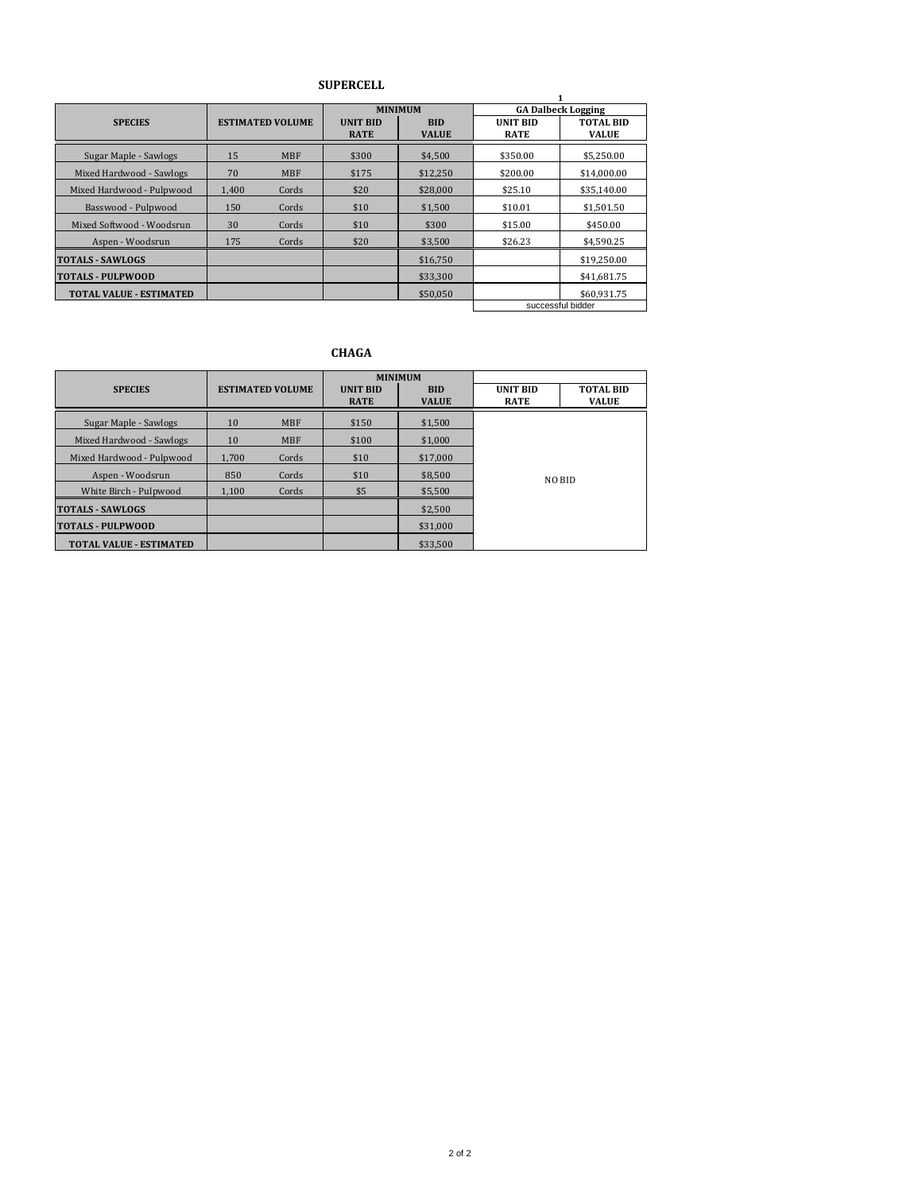## SUPERCELL

| SPECIES | ESTIMATED VOLUME | | MINIMUM | | 1 GA Dalbeck Logging | |
|---|---|---|---|---|---|---|
| | | | UNIT BID RATE | BID VALUE | UNIT BID RATE | TOTAL BID VALUE |
| Sugar Maple - Sawlogs | 15 | MBF | $300 | $4,500 | $350.00 | $5,250.00 |
| Mixed Hardwood - Sawlogs | 70 | MBF | $175 | $12,250 | $200.00 | $14,000.00 |
| Mixed Hardwood - Pulpwood | 1,400 | Cords | $20 | $28,000 | $25.10 | $35,140.00 |
| Basswood - Pulpwood | 150 | Cords | $10 | $1,500 | $10.01 | $1,501.50 |
| Mixed Softwood - Woodsrun | 30 | Cords | $10 | $300 | $15.00 | $450.00 |
| Aspen - Woodsrun | 175 | Cords | $20 | $3,500 | $26.23 | $4,590.25 |
| TOTALS - SAWLOGS | | | | $16,750 | | $19,250.00 |
| TOTALS - PULPWOOD | | | | $33,300 | | $41,681.75 |
| TOTAL VALUE - ESTIMATED | | | | $50,050 | | $60,931.75 |
| | | | | | successful bidder | |

## CHAGA

| SPECIES | ESTIMATED VOLUME | | MINIMUM | | | |
|---|---|---|---|---|---|---|
| | | | UNIT BID RATE | BID VALUE | UNIT BID RATE | TOTAL BID VALUE |
| Sugar Maple - Sawlogs | 10 | MBF | $150 | $1,500 | | |
| Mixed Hardwood - Sawlogs | 10 | MBF | $100 | $1,000 | | |
| Mixed Hardwood - Pulpwood | 1,700 | Cords | $10 | $17,000 | | |
| Aspen - Woodsrun | 850 | Cords | $10 | $8,500 | NO BID | |
| White Birch - Pulpwood | 1,100 | Cords | $5 | $5,500 | | |
| TOTALS - SAWLOGS | | | | $2,500 | | |
| TOTALS - PULPWOOD | | | | $31,000 | | |
| TOTAL VALUE - ESTIMATED | | | | $33,500 | | |